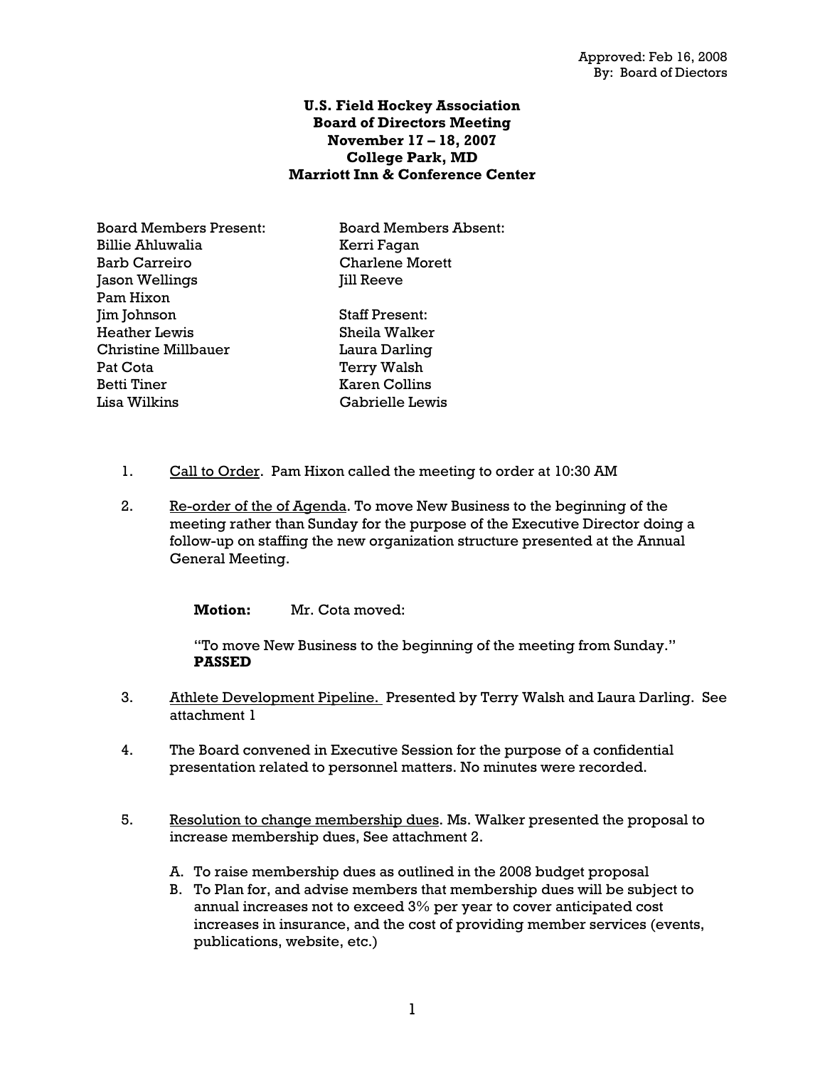Approved: Feb 16, 2008
By: Board of Dictors

**U.S. Field Hockey Association**
**Board of Directors Meeting**
**November 17 – 18, 2007**
**College Park, MD**
**Marriott Inn & Conference Center**

| Board Members Present: | Board Members Absent: |
|---|---|
| Billie Ahluwalia | Kerri Fagan |
| Barb Carreiro | Charlene Morett |
| Jason Wellings | Jill Reeve |
| Pam Hixon | |
| Jim Johnson | Staff Present: |
| Heather Lewis | Sheila Walker |
| Christine Millbauer | Laura Darling |
| Pat Cota | Terry Walsh |
| Betti Tiner | Karen Collins |
| Lisa Wilkins | Gabrielle Lewis |

1. Call to Order. Pam Hixon called the meeting to order at 10:30 AM

2. Re-order of the of Agenda. To move New Business to the beginning of the meeting rather than Sunday for the purpose of the Executive Director doing a follow-up on staffing the new organization structure presented at the Annual General Meeting.

   **Motion:** Mr. Cota moved:

   "To move New Business to the beginning of the meeting from Sunday."
   **PASSED**

3. Athlete Development Pipeline. Presented by Terry Walsh and Laura Darling. See attachment 1

4. The Board convened in Executive Session for the purpose of a confidential presentation related to personnel matters. No minutes were recorded.

5. Resolution to change membership dues. Ms. Walker presented the proposal to increase membership dues, See attachment 2.

   A. To raise membership dues as outlined in the 2008 budget proposal
   B. To Plan for, and advise members that membership dues will be subject to annual increases not to exceed 3% per year to cover anticipated cost increases in insurance, and the cost of providing member services (events, publications, website, etc.)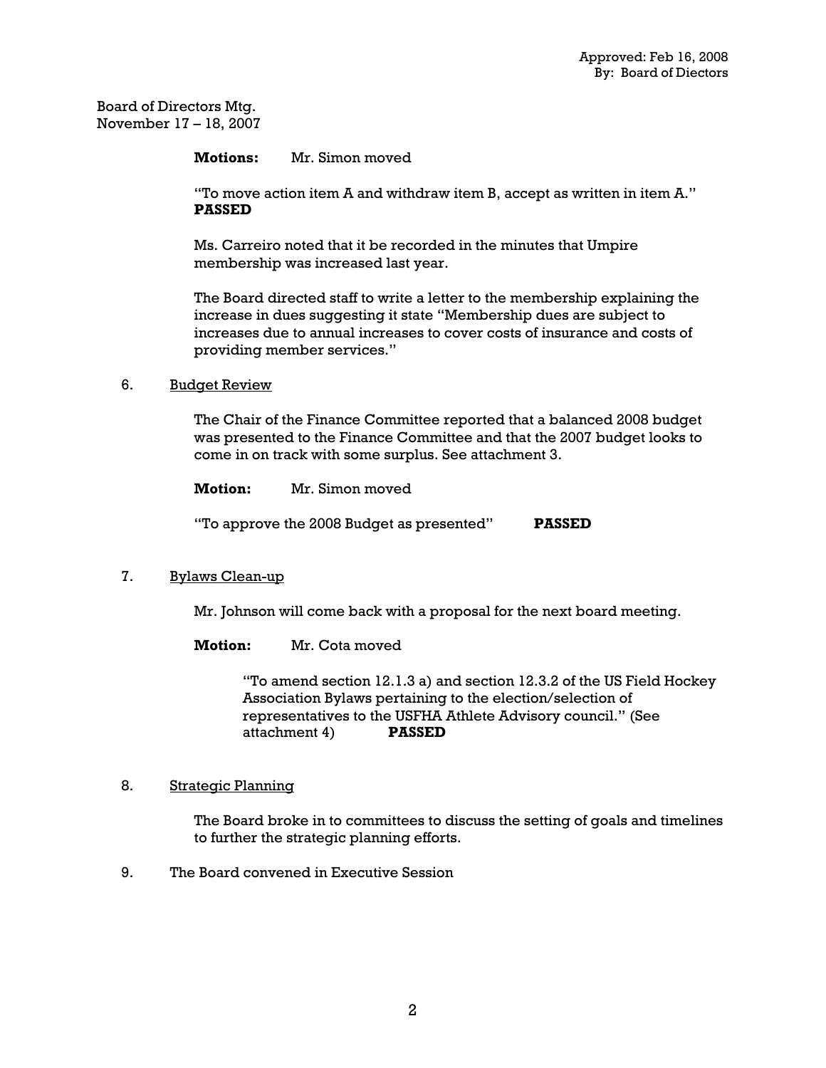Approved: Feb 16, 2008
By: Board of Diectors

Board of Directors Mtg.
November 17 – 18, 2007

**Motions:** Mr. Simon moved

"To move action item A and withdraw item B, accept as written in item A." **PASSED**

Ms. Carreiro noted that it be recorded in the minutes that Umpire membership was increased last year.

The Board directed staff to write a letter to the membership explaining the increase in dues suggesting it state "Membership dues are subject to increases due to annual increases to cover costs of insurance and costs of providing member services."

6. Budget Review

   The Chair of the Finance Committee reported that a balanced 2008 budget was presented to the Finance Committee and that the 2007 budget looks to come in on track with some surplus. See attachment 3.

   **Motion:** Mr. Simon moved

   "To approve the 2008 Budget as presented" **PASSED**

7. Bylaws Clean-up

   Mr. Johnson will come back with a proposal for the next board meeting.

   **Motion:** Mr. Cota moved

   "To amend section 12.1.3 a) and section 12.3.2 of the US Field Hockey Association Bylaws pertaining to the election/selection of representatives to the USFHA Athlete Advisory council." (See attachment 4) **PASSED**

8. Strategic Planning

   The Board broke in to committees to discuss the setting of goals and timelines to further the strategic planning efforts.

9. The Board convened in Executive Session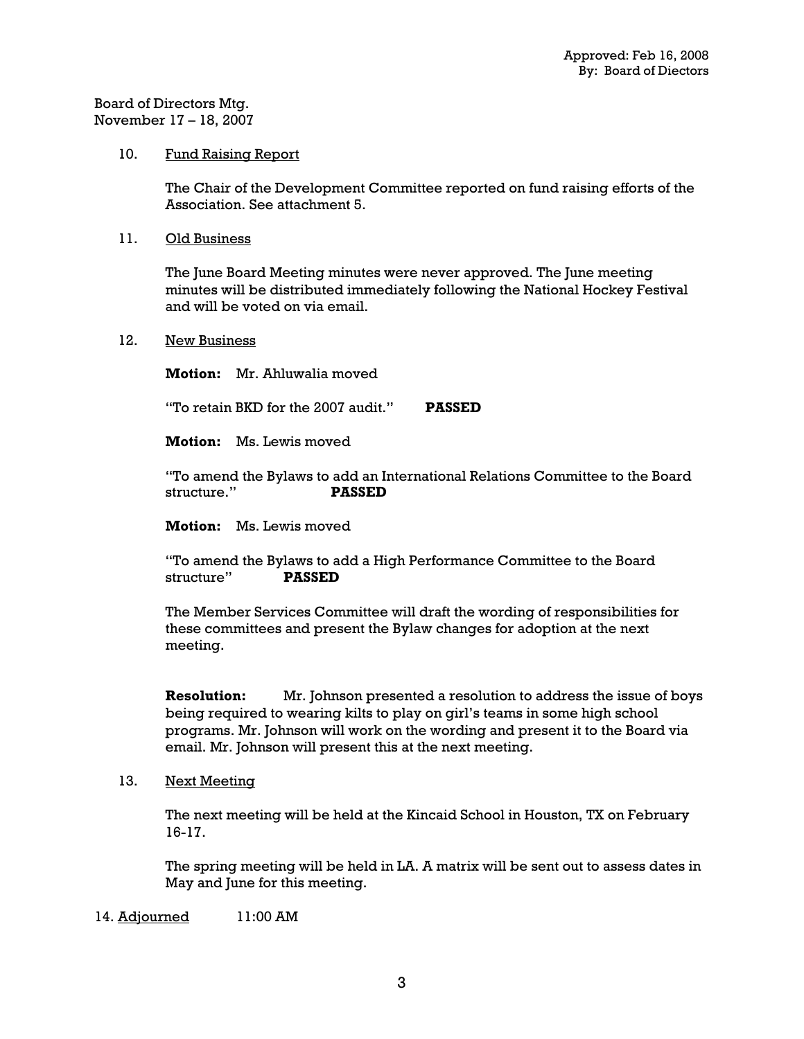Approved: Feb 16, 2008
By: Board of Diectors

Board of Directors Mtg.
November 17 – 18, 2007

10. Fund Raising Report

The Chair of the Development Committee reported on fund raising efforts of the Association. See attachment 5.

11. Old Business

The June Board Meeting minutes were never approved. The June meeting minutes will be distributed immediately following the National Hockey Festival and will be voted on via email.

12. New Business

**Motion:** Mr. Ahluwalia moved

"To retain BKD for the 2007 audit." **PASSED**

**Motion:** Ms. Lewis moved

"To amend the Bylaws to add an International Relations Committee to the Board structure." **PASSED**

**Motion:** Ms. Lewis moved

"To amend the Bylaws to add a High Performance Committee to the Board structure" **PASSED**

The Member Services Committee will draft the wording of responsibilities for these committees and present the Bylaw changes for adoption at the next meeting.

**Resolution:** Mr. Johnson presented a resolution to address the issue of boys being required to wearing kilts to play on girl's teams in some high school programs. Mr. Johnson will work on the wording and present it to the Board via email. Mr. Johnson will present this at the next meeting.

13. Next Meeting

The next meeting will be held at the Kincaid School in Houston, TX on February 16-17.

The spring meeting will be held in LA. A matrix will be sent out to assess dates in May and June for this meeting.

14. Adjourned 11:00 AM